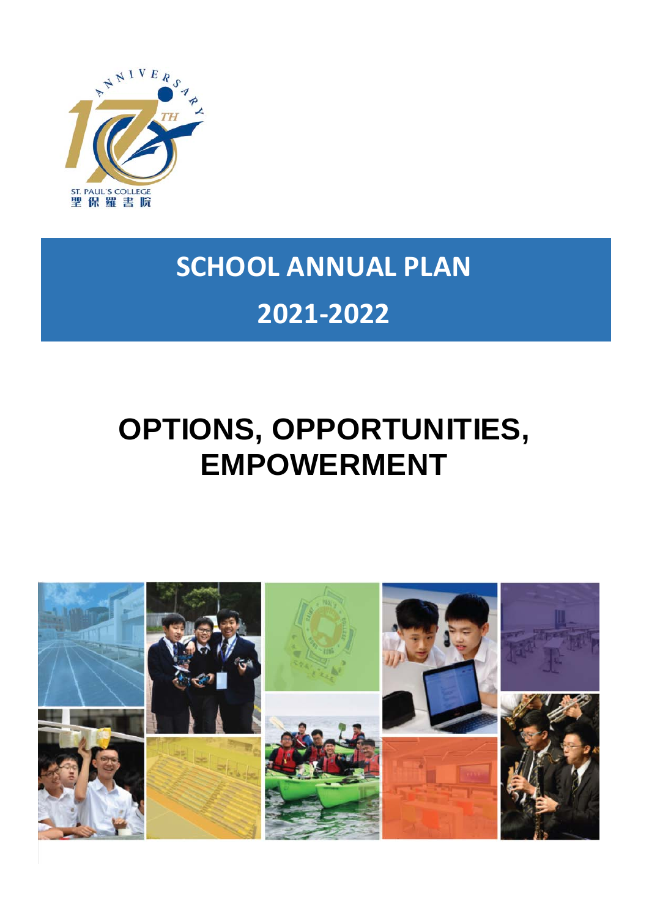ANNIVERSARY 170TH

ST. PAUL'S COLLEGE
聖保羅書院

# SCHOOL ANNUAL PLAN

# 2021-2022

# OPTIONS, OPPORTUNITIES, EMPOWERMENT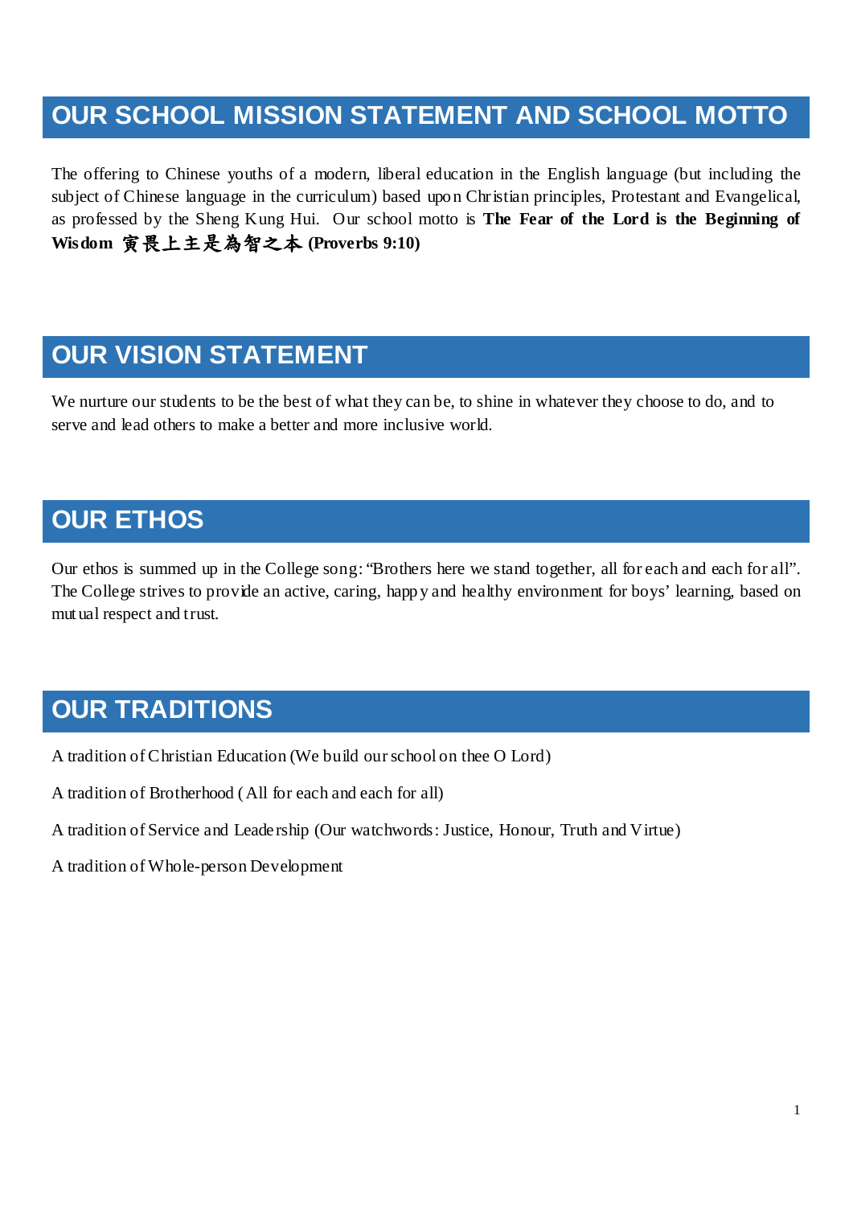## OUR SCHOOL MISSION STATEMENT AND SCHOOL MOTTO

The offering to Chinese youths of a modern, liberal education in the English language (but including the subject of Chinese language in the curriculum) based upon Christian principles, Protestant and Evangelical, as professed by the Sheng Kung Hui. Our school motto is **The Fear of the Lord is the Beginning of Wisdom 寅畏上主是為智之本 (Proverbs 9:10)**

## OUR VISION STATEMENT

We nurture our students to be the best of what they can be, to shine in whatever they choose to do, and to serve and lead others to make a better and more inclusive world.

## OUR ETHOS

Our ethos is summed up in the College song: "Brothers here we stand together, all for each and each for all". The College strives to provide an active, caring, happy and healthy environment for boys' learning, based on mutual respect and trust.

## OUR TRADITIONS

A tradition of Christian Education (We build our school on thee O Lord)

A tradition of Brotherhood (All for each and each for all)

A tradition of Service and Leadership (Our watchwords: Justice, Honour, Truth and Virtue)

A tradition of Whole-person Development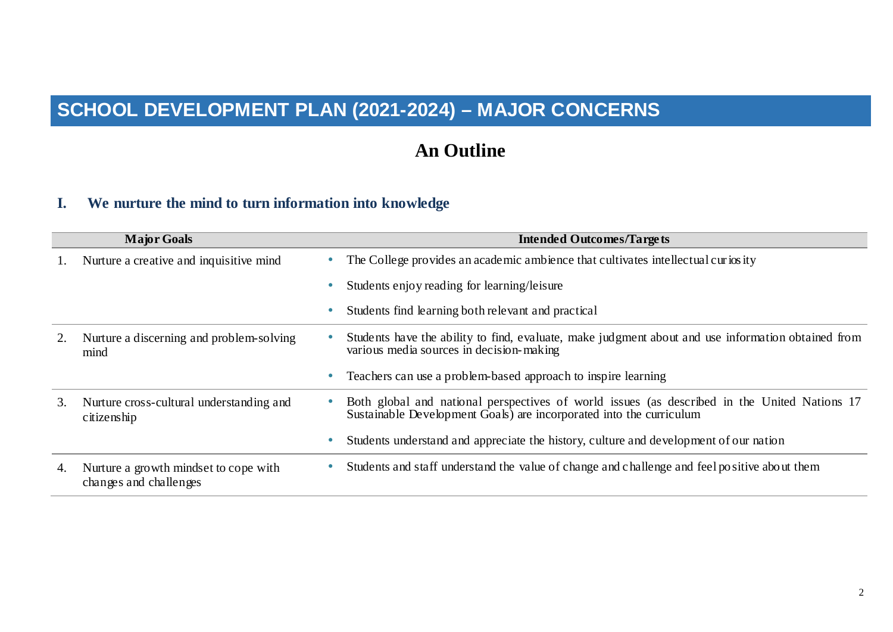# SCHOOL DEVELOPMENT PLAN (2021-2024) – MAJOR CONCERNS

## An Outline

### I. We nurture the mind to turn information into knowledge

| Major Goals | Intended Outcomes/Targets |
|---|---|
| 1. Nurture a creative and inquisitive mind | • The College provides an academic ambience that cultivates intellectual curiosity<br>• Students enjoy reading for learning/leisure<br>• Students find learning both relevant and practical |
| 2. Nurture a discerning and problem-solving mind | • Students have the ability to find, evaluate, make judgment about and use information obtained from various media sources in decision-making<br>• Teachers can use a problem-based approach to inspire learning |
| 3. Nurture cross-cultural understanding and citizenship | • Both global and national perspectives of world issues (as described in the United Nations 17 Sustainable Development Goals) are incorporated into the curriculum<br>• Students understand and appreciate the history, culture and development of our nation |
| 4. Nurture a growth mindset to cope with changes and challenges | • Students and staff understand the value of change and challenge and feel positive about them |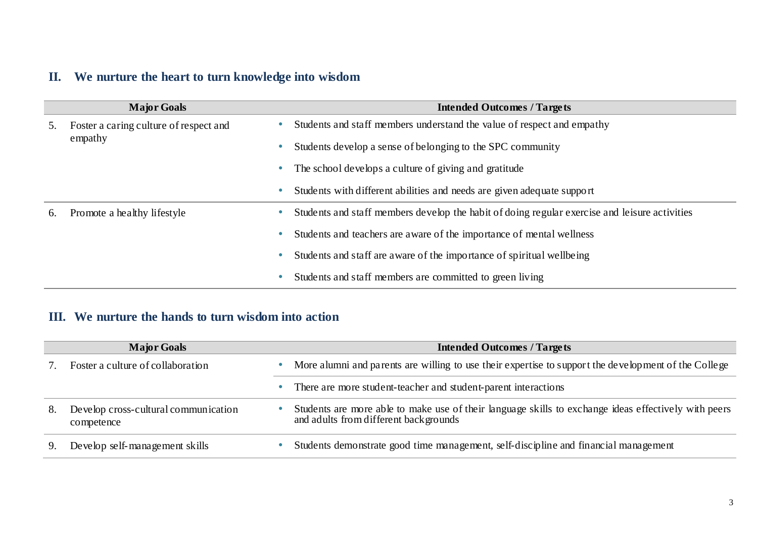## II. We nurture the heart to turn knowledge into wisdom

| Major Goals | Intended Outcomes / Targets |
|---|---|
| 5. Foster a caring culture of respect and empathy | • Students and staff members understand the value of respect and empathy |
| | • Students develop a sense of belonging to the SPC community |
| | • The school develops a culture of giving and gratitude |
| | • Students with different abilities and needs are given adequate support |
| 6. Promote a healthy lifestyle | • Students and staff members develop the habit of doing regular exercise and leisure activities |
| | • Students and teachers are aware of the importance of mental wellness |
| | • Students and staff are aware of the importance of spiritual wellbeing |
| | • Students and staff members are committed to green living |

## III. We nurture the hands to turn wisdom into action

| Major Goals | Intended Outcomes / Targets |
|---|---|
| 7. Foster a culture of collaboration | • More alumni and parents are willing to use their expertise to support the development of the College |
| | • There are more student-teacher and student-parent interactions |
| 8. Develop cross-cultural communication competence | • Students are more able to make use of their language skills to exchange ideas effectively with peers and adults from different backgrounds |
| 9. Develop self-management skills | • Students demonstrate good time management, self-discipline and financial management |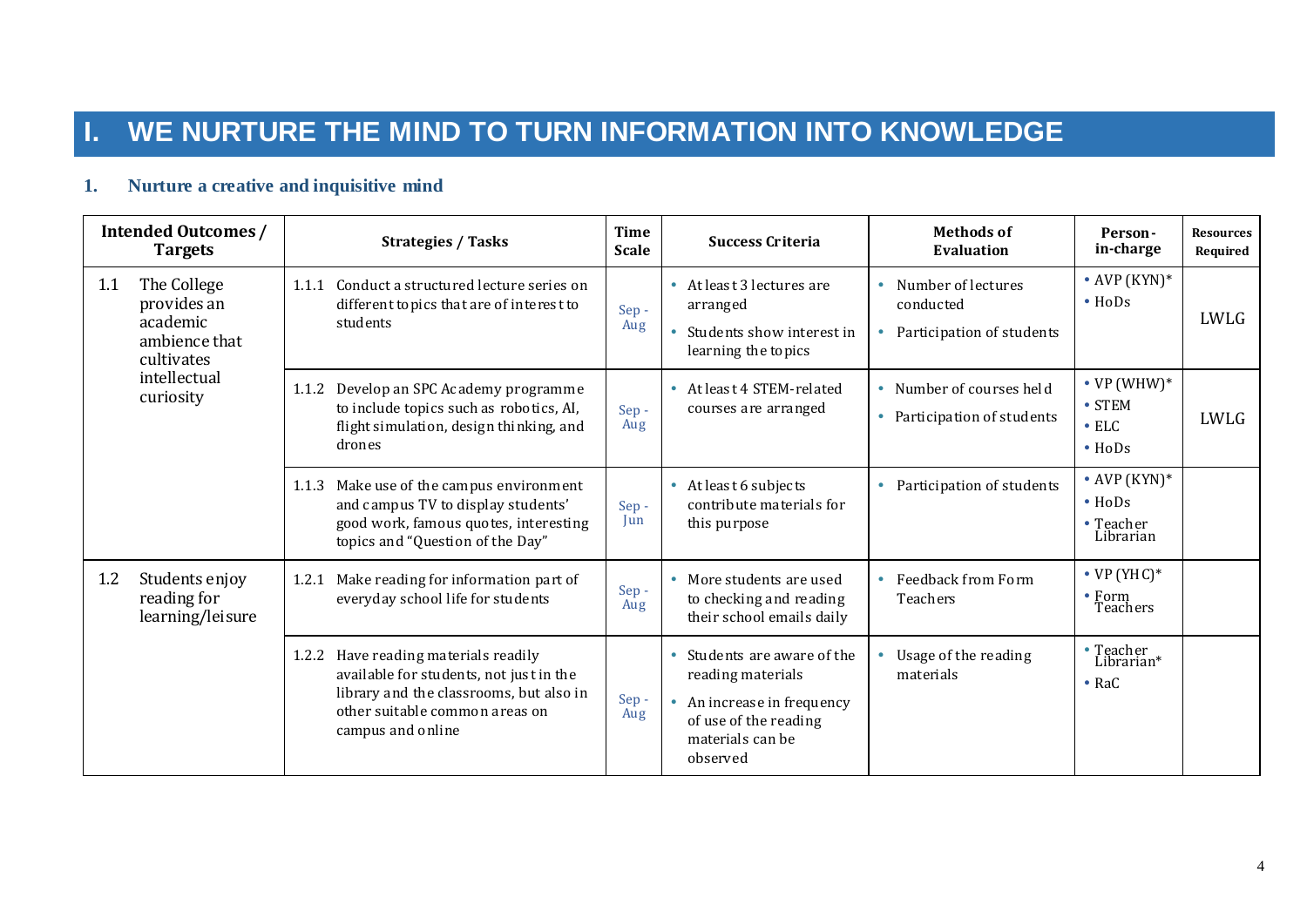# I. WE NURTURE THE MIND TO TURN INFORMATION INTO KNOWLEDGE

### 1. Nurture a creative and inquisitive mind

| Intended Outcomes / Targets | Strategies / Tasks | Time Scale | Success Criteria | Methods of Evaluation | Person-in-charge | Resources Required |
|---|---|---|---|---|---|---|
| 1.1 The College provides an academic ambience that cultivates intellectual curiosity | 1.1.1 Conduct a structured lecture series on different topics that are of interest to students | Sep - Aug | • At least 3 lectures are arranged<br>• Students show interest in learning the topics | • Number of lectures conducted<br>• Participation of students | • AVP (KYN)*<br>• HoDs | LWLG |
| | 1.1.2 Develop an SPC Academy programme to include topics such as robotics, AI, flight simulation, design thinking, and drones | Sep - Aug | • At least 4 STEM-related courses are arranged | • Number of courses held<br>• Participation of students | • VP (WHW)*<br>• STEM<br>• ELC<br>• HoDs | LWLG |
| | 1.1.3 Make use of the campus environment and campus TV to display students' good work, famous quotes, interesting topics and "Question of the Day" | Sep - Jun | • At least 6 subjects contribute materials for this purpose | • Participation of students | • AVP (KYN)*<br>• HoDs<br>• Teacher Librarian | |
| 1.2 Students enjoy reading for learning/leisure | 1.2.1 Make reading for information part of everyday school life for students | Sep - Aug | • More students are used to checking and reading their school emails daily | • Feedback from Form Teachers | • VP (YHC)*<br>• Form Teachers | |
| | 1.2.2 Have reading materials readily available for students, not just in the library and the classrooms, but also in other suitable common areas on campus and online | Sep - Aug | • Students are aware of the reading materials<br>• An increase in frequency of use of the reading materials can be observed | • Usage of the reading materials | • Teacher Librarian*<br>• RaC | |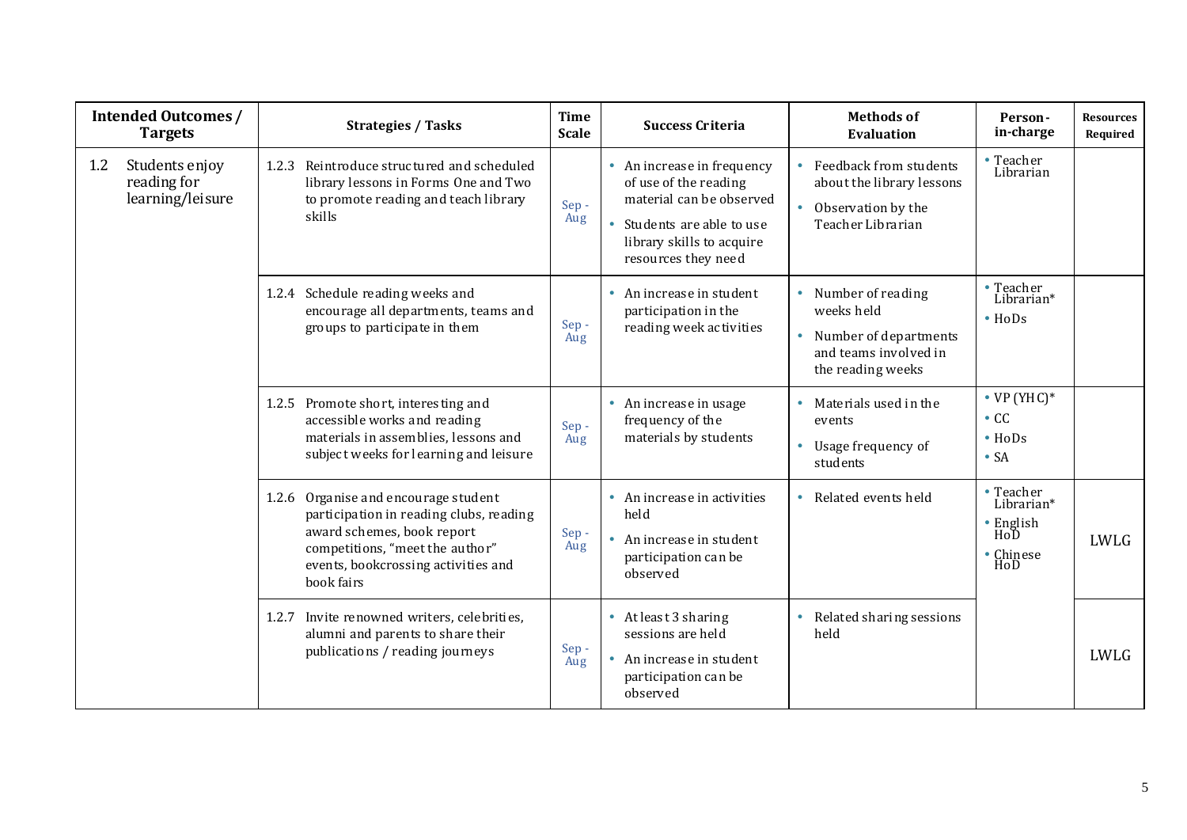| Intended Outcomes / Targets | Strategies / Tasks | Time Scale | Success Criteria | Methods of Evaluation | Person-in-charge | Resources Required |
|---|---|---|---|---|---|---|
| 1.2 Students enjoy reading for learning/leisure | 1.2.3 Reintroduce structured and scheduled library lessons in Forms One and Two to promote reading and teach library skills | Sep - Aug | • An increase in frequency of use of the reading material can be observed<br>• Students are able to use library skills to acquire resources they need | • Feedback from students about the library lessons<br>• Observation by the Teacher Librarian | • Teacher Librarian | |
| | 1.2.4 Schedule reading weeks and encourage all departments, teams and groups to participate in them | Sep - Aug | • An increase in student participation in the reading week activities | • Number of reading weeks held<br>• Number of departments and teams involved in the reading weeks | • Teacher Librarian*<br>• HoDs | |
| | 1.2.5 Promote short, interesting and accessible works and reading materials in assemblies, lessons and subject weeks for learning and leisure | Sep - Aug | • An increase in usage frequency of the materials by students | • Materials used in the events<br>• Usage frequency of students | • VP (YHC)*<br>• CC<br>• HoDs<br>• SA | |
| | 1.2.6 Organise and encourage student participation in reading clubs, reading award schemes, book report competitions, "meet the author" events, bookcrossing activities and book fairs | Sep - Aug | • An increase in activities held<br>• An increase in student participation can be observed | • Related events held | • Teacher Librarian*<br>• English HoD<br>• Chinese HoD | LWLG |
| | 1.2.7 Invite renowned writers, celebrities, alumni and parents to share their publications / reading journeys | Sep - Aug | • At least 3 sharing sessions are held<br>• An increase in student participation can be observed | • Related sharing sessions held | | LWLG |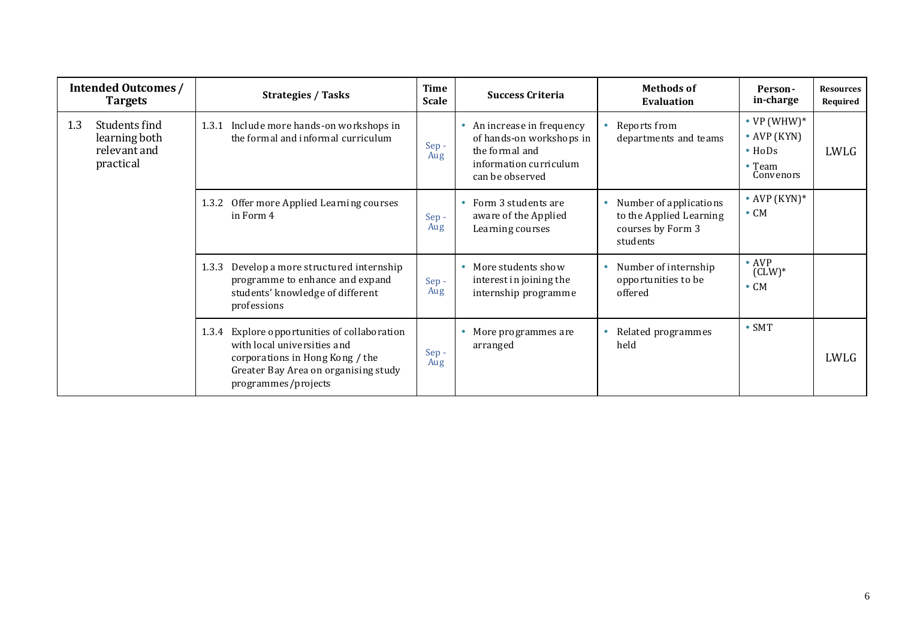| Intended Outcomes / Targets | Strategies / Tasks | Time Scale | Success Criteria | Methods of Evaluation | Person-in-charge | Resources Required |
|---|---|---|---|---|---|---|
| 1.3 Students find learning both relevant and practical | 1.3.1 Include more hands-on workshops in the formal and informal curriculum | Sep - Aug | • An increase in frequency of hands-on workshops in the formal and information curriculum can be observed | • Reports from departments and teams | • VP (WHW)*<br>• AVP (KYN)<br>• HoDs<br>• Team Convenors | LWLG |
| | 1.3.2 Offer more Applied Learning courses in Form 4 | Sep - Aug | • Form 3 students are aware of the Applied Learning courses | • Number of applications to the Applied Learning courses by Form 3 students | • AVP (KYN)*<br>• CM | |
| | 1.3.3 Develop a more structured internship programme to enhance and expand students' knowledge of different professions | Sep - Aug | • More students show interest in joining the internship programme | • Number of internship opportunities to be offered | • AVP (CLW)*<br>• CM | |
| | 1.3.4 Explore opportunities of collaboration with local universities and corporations in Hong Kong / the Greater Bay Area on organising study programmes/projects | Sep - Aug | • More programmes are arranged | • Related programmes held | • SMT | LWLG |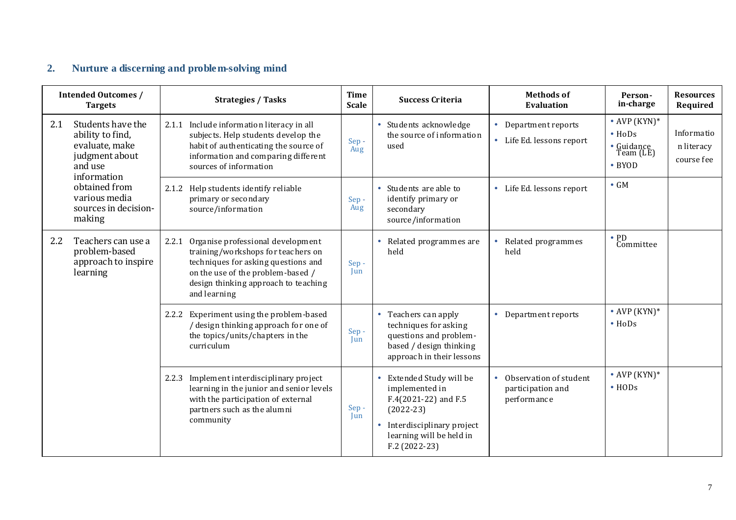## 2. Nurture a discerning and problem-solving mind

| Intended Outcomes / Targets | Strategies / Tasks | Time Scale | Success Criteria | Methods of Evaluation | Person-in-charge | Resources Required |
|---|---|---|---|---|---|---|
| 2.1 Students have the ability to find, evaluate, make judgment about and use information obtained from various media sources in decision-making | 2.1.1 Include information literacy in all subjects. Help students develop the habit of authenticating the source of information and comparing different sources of information | Sep - Aug | • Students acknowledge the source of information used | • Department reports<br>• Life Ed. lessons report | • AVP (KYN)*<br>• HoDs<br>• Guidance Team (LE)<br>• BYOD | Information literacy course fee |
| | 2.1.2 Help students identify reliable primary or secondary source/information | Sep - Aug | • Students are able to identify primary or secondary source/information | • Life Ed. lessons report | • GM | |
| 2.2 Teachers can use a problem-based approach to inspire learning | 2.2.1 Organise professional development training/workshops for teachers on techniques for asking questions and on the use of the problem-based / design thinking approach to teaching and learning | Sep - Jun | • Related programmes are held | • Related programmes held | • PD Committee | |
| | 2.2.2 Experiment using the problem-based / design thinking approach for one of the topics/units/chapters in the curriculum | Sep - Jun | • Teachers can apply techniques for asking questions and problem-based / design thinking approach in their lessons | • Department reports | • AVP (KYN)*<br>• HoDs | |
| | 2.2.3 Implement interdisciplinary project learning in the junior and senior levels with the participation of external partners such as the alumni community | Sep - Jun | • Extended Study will be implemented in F.4(2021-22) and F.5 (2022-23)<br>• Interdisciplinary project learning will be held in F.2 (2022-23) | • Observation of student participation and performance | • AVP (KYN)*<br>• HODs | |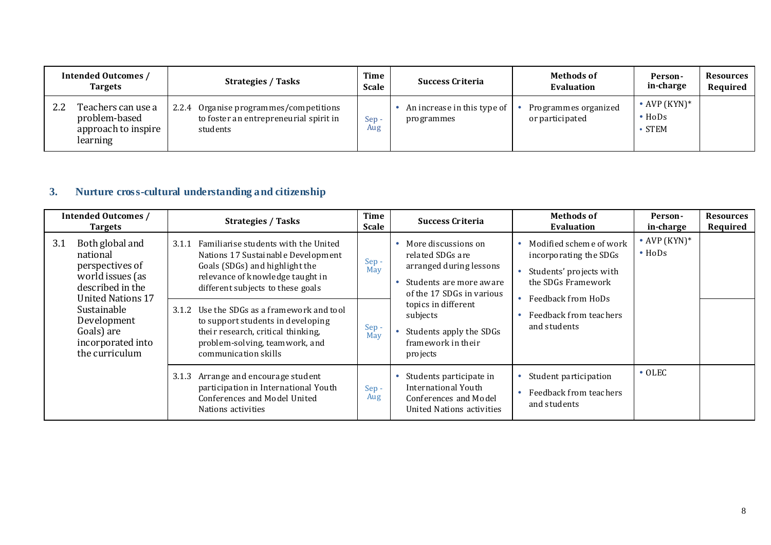| Intended Outcomes / Targets | Strategies / Tasks | Time Scale | Success Criteria | Methods of Evaluation | Person-in-charge | Resources Required |
|---|---|---|---|---|---|---|
| 2.2 Teachers can use a problem-based approach to inspire learning | 2.2.4 Organise programmes/competitions to foster an entrepreneurial spirit in students | Sep - Aug | • An increase in this type of programmes | • Programmes organized or participated | • AVP (KYN)*<br>• HoDs<br>• STEM | |

## 3. Nurture cross-cultural understanding and citizenship

| Intended Outcomes / Targets | Strategies / Tasks | Time Scale | Success Criteria | Methods of Evaluation | Person-in-charge | Resources Required |
|---|---|---|---|---|---|---|
| 3.1 Both global and national perspectives of world issues (as described in the United Nations 17 Sustainable Development Goals) are incorporated into the curriculum | 3.1.1 Familiarise students with the United Nations 17 Sustainable Development Goals (SDGs) and highlight the relevance of knowledge taught in different subjects to these goals | Sep - May | • More discussions on related SDGs are arranged during lessons<br>• Students are more aware of the 17 SDGs in various topics in different subjects<br>• Students apply the SDGs framework in their projects | • Modified scheme of work incorporating the SDGs<br>• Students' projects with the SDGs Framework<br>• Feedback from HoDs<br>• Feedback from teachers and students | • AVP (KYN)*<br>• HoDs | |
| | 3.1.2 Use the SDGs as a framework and tool to support students in developing their research, critical thinking, problem-solving, teamwork, and communication skills | Sep - May | | | | |
| | 3.1.3 Arrange and encourage student participation in International Youth Conferences and Model United Nations activities | Sep - Aug | • Students participate in International Youth Conferences and Model United Nations activities | • Student participation<br>• Feedback from teachers and students | • OLEC | |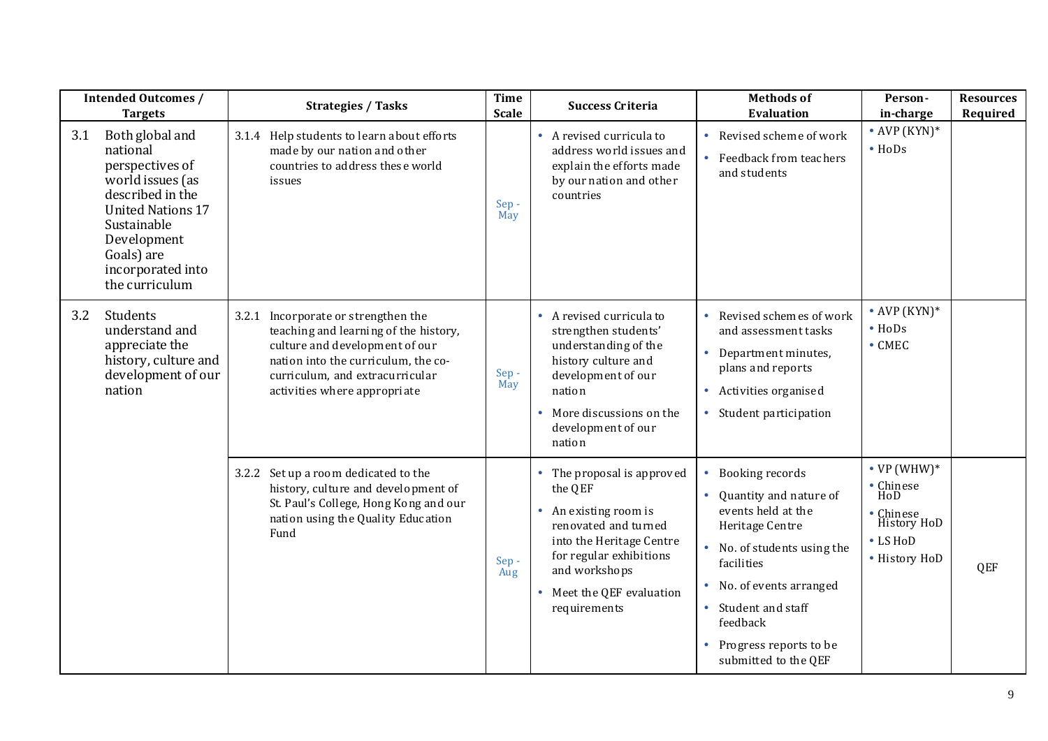| Intended Outcomes / Targets | Strategies / Tasks | Time Scale | Success Criteria | Methods of Evaluation | Person-in-charge | Resources Required |
|---|---|---|---|---|---|---|
| 3.1 Both global and national perspectives of world issues (as described in the United Nations 17 Sustainable Development Goals) are incorporated into the curriculum | 3.1.4 Help students to learn about efforts made by our nation and other countries to address these world issues | Sep - May | • A revised curricula to address world issues and explain the efforts made by our nation and other countries | • Revised scheme of work<br>• Feedback from teachers and students | • AVP (KYN)*<br>• HoDs | |
| 3.2 Students understand and appreciate the history, culture and development of our nation | 3.2.1 Incorporate or strengthen the teaching and learning of the history, culture and development of our nation into the curriculum, the co-curriculum, and extracurricular activities where appropriate | Sep - May | • A revised curricula to strengthen students' understanding of the history culture and development of our nation<br>• More discussions on the development of our nation | • Revised schemes of work and assessment tasks<br>• Department minutes, plans and reports<br>• Activities organised<br>• Student participation | • AVP (KYN)*<br>• HoDs<br>• CMEC | |
| | 3.2.2 Set up a room dedicated to the history, culture and development of St. Paul's College, Hong Kong and our nation using the Quality Education Fund | Sep - Aug | • The proposal is approved the QEF<br>• An existing room is renovated and turned into the Heritage Centre for regular exhibitions and workshops<br>• Meet the QEF evaluation requirements | • Booking records<br>• Quantity and nature of events held at the Heritage Centre<br>• No. of students using the facilities<br>• No. of events arranged<br>• Student and staff feedback<br>• Progress reports to be submitted to the QEF | • VP (WHW)*<br>• Chinese HoD<br>• Chinese History HoD<br>• LS HoD<br>• History HoD | QEF |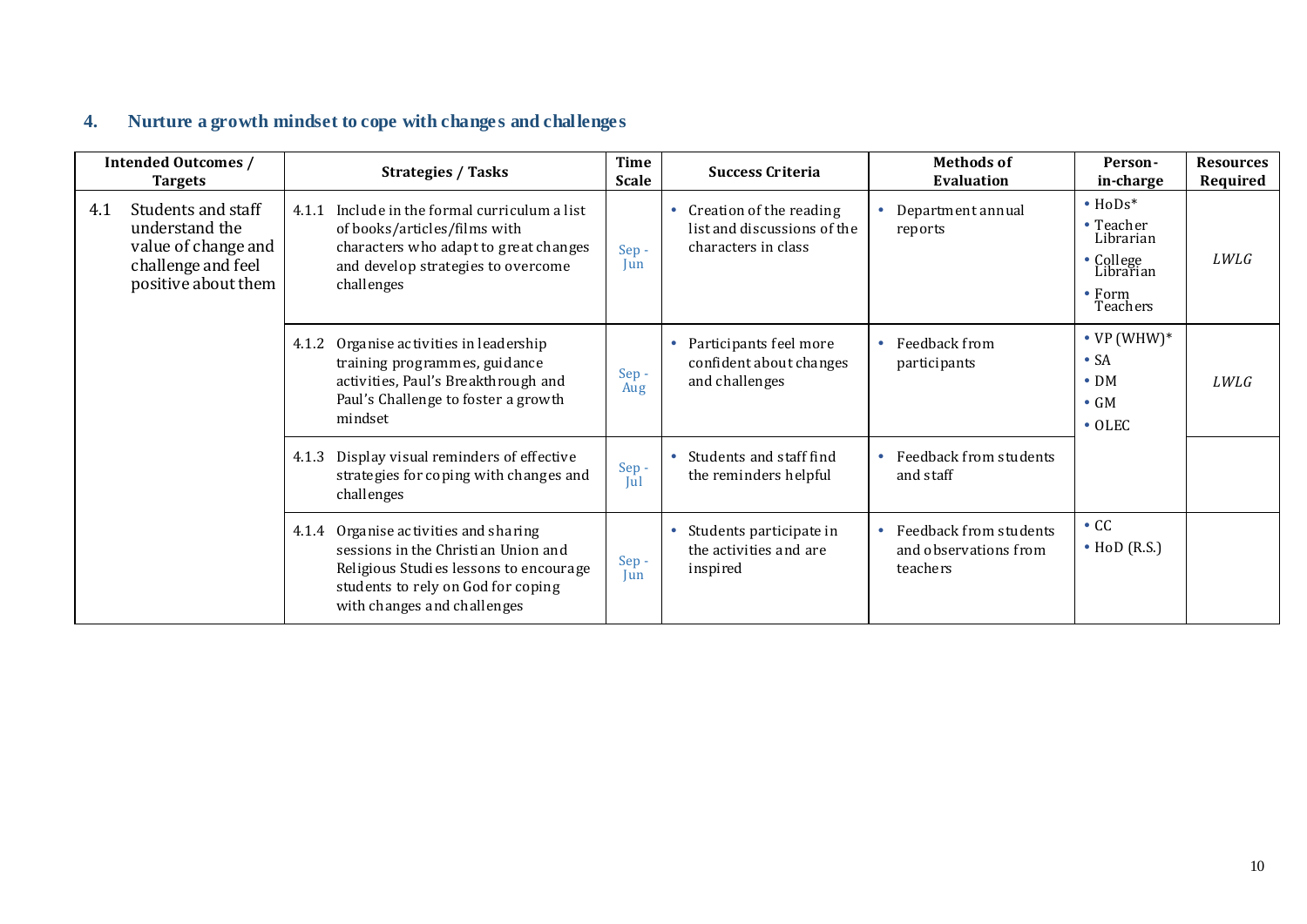## 4. Nurture a growth mindset to cope with changes and challenges

| Intended Outcomes / Targets | Strategies / Tasks | Time Scale | Success Criteria | Methods of Evaluation | Person-in-charge | Resources Required |
|---|---|---|---|---|---|---|
| 4.1 Students and staff understand the value of change and challenge and feel positive about them | 4.1.1 Include in the formal curriculum a list of books/articles/films with characters who adapt to great changes and develop strategies to overcome challenges | Sep - Jun | • Creation of the reading list and discussions of the characters in class | • Department annual reports | • HoDs* <br> • Teacher Librarian <br> • College Librarian <br> • Form Teachers | *LWLG* |
| | 4.1.2 Organise activities in leadership training programmes, guidance activities, Paul's Breakthrough and Paul's Challenge to foster a growth mindset | Sep - Aug | • Participants feel more confident about changes and challenges | • Feedback from participants | • VP (WHW)* <br> • SA <br> • DM <br> • GM <br> • OLEC | *LWLG* |
| | 4.1.3 Display visual reminders of effective strategies for coping with changes and challenges | Sep - Jul | • Students and staff find the reminders helpful | • Feedback from students and staff | | |
| | 4.1.4 Organise activities and sharing sessions in the Christian Union and Religious Studies lessons to encourage students to rely on God for coping with changes and challenges | Sep - Jun | • Students participate in the activities and are inspired | • Feedback from students and observations from teachers | • CC <br> • HoD (R.S.) | |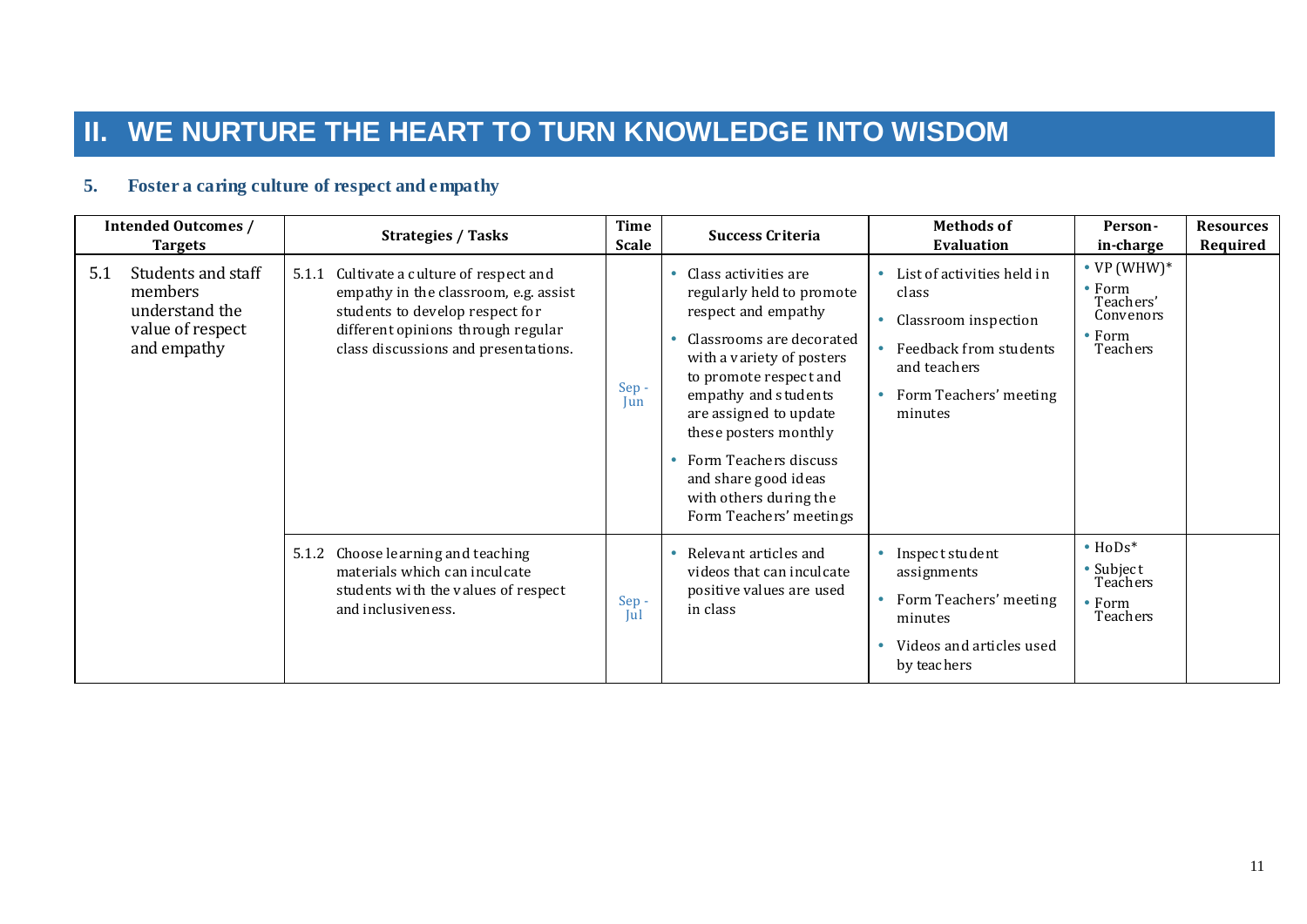# II. WE NURTURE THE HEART TO TURN KNOWLEDGE INTO WISDOM

## 5. Foster a caring culture of respect and empathy

| Intended Outcomes / Targets | Strategies / Tasks | Time Scale | Success Criteria | Methods of Evaluation | Person-in-charge | Resources Required |
|---|---|---|---|---|---|---|
| 5.1 Students and staff members understand the value of respect and empathy | 5.1.1 Cultivate a culture of respect and empathy in the classroom, e.g. assist students to develop respect for different opinions through regular class discussions and presentations. | Sep - Jun | • Class activities are regularly held to promote respect and empathy<br>• Classrooms are decorated with a variety of posters to promote respect and empathy and students are assigned to update these posters monthly<br>• Form Teachers discuss and share good ideas with others during the Form Teachers' meetings | • List of activities held in class<br>• Classroom inspection<br>• Feedback from students and teachers<br>• Form Teachers' meeting minutes | • VP (WHW)*<br>• Form Teachers' Convenors<br>• Form Teachers | |
| | 5.1.2 Choose learning and teaching materials which can inculcate students with the values of respect and inclusiveness. | Sep - Jul | • Relevant articles and videos that can inculcate positive values are used in class | • Inspect student assignments<br>• Form Teachers' meeting minutes<br>• Videos and articles used by teachers | • HoDs*<br>• Subject Teachers<br>• Form Teachers | |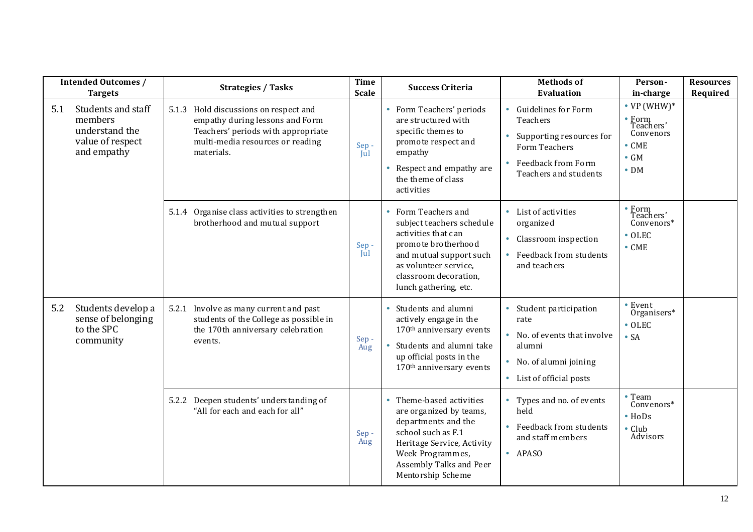| Intended Outcomes / Targets | Strategies / Tasks | Time Scale | Success Criteria | Methods of Evaluation | Person-in-charge | Resources Required |
|---|---|---|---|---|---|---|
| 5.1 Students and staff members understand the value of respect and empathy | 5.1.3 Hold discussions on respect and empathy during lessons and Form Teachers' periods with appropriate multi-media resources or reading materials. | Sep - Jul | • Form Teachers' periods are structured with specific themes to promote respect and empathy<br>• Respect and empathy are the theme of class activities | • Guidelines for Form Teachers<br>• Supporting resources for Form Teachers<br>• Feedback from Form Teachers and students | • VP (WHW)*<br>• Form Teachers' Convenors<br>• CME<br>• GM<br>• DM | |
| | 5.1.4 Organise class activities to strengthen brotherhood and mutual support | Sep - Jul | • Form Teachers and subject teachers schedule activities that can promote brotherhood and mutual support such as volunteer service, classroom decoration, lunch gathering, etc. | • List of activities organized<br>• Classroom inspection<br>• Feedback from students and teachers | • Form Teachers' Convenors*<br>• OLEC<br>• CME | |
| 5.2 Students develop a sense of belonging to the SPC community | 5.2.1 Involve as many current and past students of the College as possible in the 170th anniversary celebration events. | Sep - Aug | • Students and alumni actively engage in the 170th anniversary events<br>• Students and alumni take up official posts in the 170th anniversary events | • Student participation rate<br>• No. of events that involve alumni<br>• No. of alumni joining<br>• List of official posts | • Event Organisers*<br>• OLEC<br>• SA | |
| | 5.2.2 Deepen students' understanding of "All for each and each for all" | Sep - Aug | • Theme-based activities are organized by teams, departments and the school such as F.1 Heritage Service, Activity Week Programmes, Assembly Talks and Peer Mentorship Scheme | • Types and no. of events held<br>• Feedback from students and staff members<br>• APASO | • Team Convenors*<br>• HoDs<br>• Club Advisors | |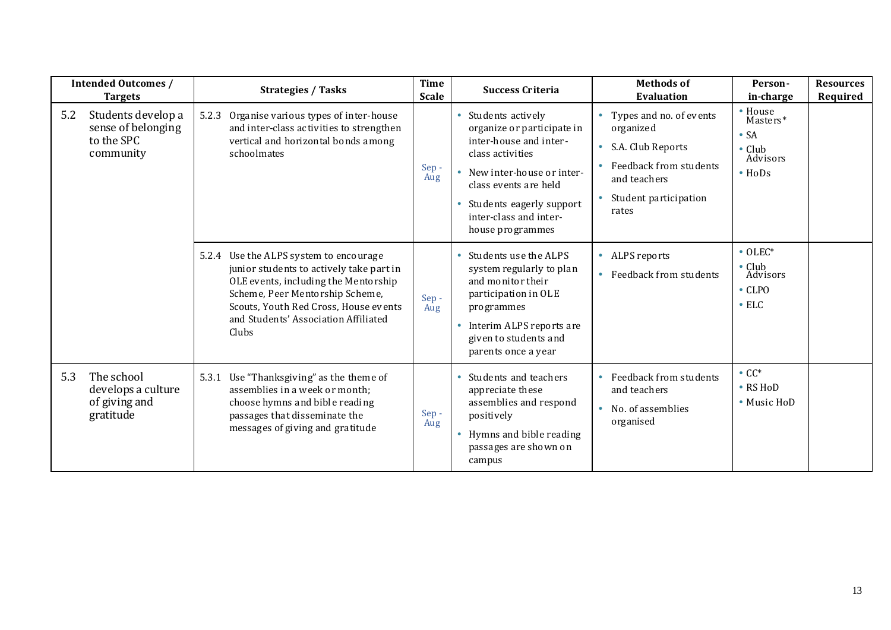| Intended Outcomes / Targets | Strategies / Tasks | Time Scale | Success Criteria | Methods of Evaluation | Person-in-charge | Resources Required |
|---|---|---|---|---|---|---|
| 5.2 Students develop a sense of belonging to the SPC community | 5.2.3 Organise various types of inter-house and inter-class activities to strengthen vertical and horizontal bonds among schoolmates | Sep - Aug | • Students actively organize or participate in inter-house and inter-class activities<br>• New inter-house or inter-class events are held<br>• Students eagerly support inter-class and inter-house programmes | • Types and no. of events organized<br>• S.A. Club Reports<br>• Feedback from students and teachers<br>• Student participation rates | • House Masters*<br>• SA<br>• Club Advisors<br>• HoDs | |
| | 5.2.4 Use the ALPS system to encourage junior students to actively take part in OLE events, including the Mentorship Scheme, Peer Mentorship Scheme, Scouts, Youth Red Cross, House events and Students' Association Affiliated Clubs | Sep - Aug | • Students use the ALPS system regularly to plan and monitor their participation in OLE programmes<br>• Interim ALPS reports are given to students and parents once a year | • ALPS reports<br>• Feedback from students | • OLEC*<br>• Club Advisors<br>• CLPO<br>• ELC | |
| 5.3 The school develops a culture of giving and gratitude | 5.3.1 Use "Thanksgiving" as the theme of assemblies in a week or month; choose hymns and bible reading passages that disseminate the messages of giving and gratitude | Sep - Aug | • Students and teachers appreciate these assemblies and respond positively<br>• Hymns and bible reading passages are shown on campus | • Feedback from students and teachers<br>• No. of assemblies organised | • CC*<br>• RS HoD<br>• Music HoD | |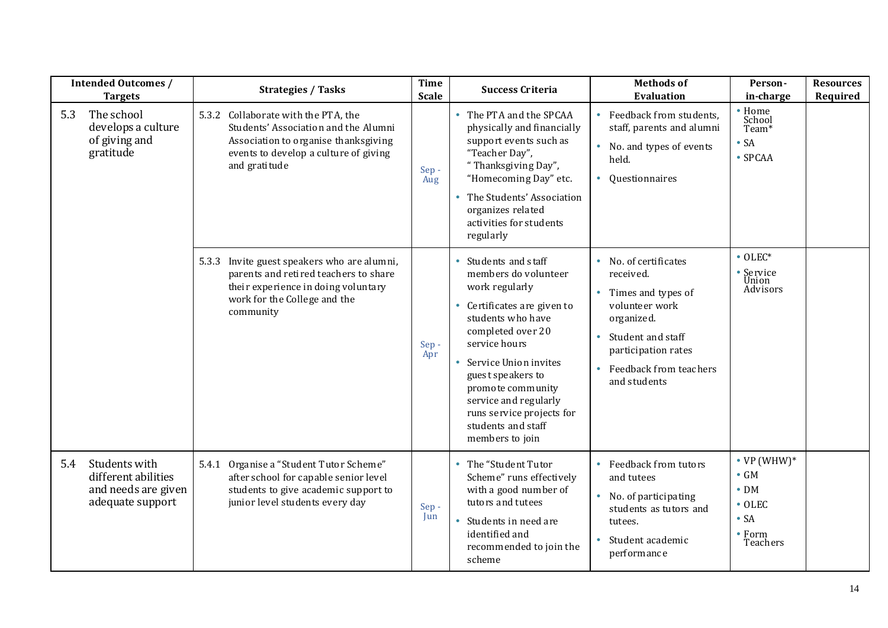| Intended Outcomes / Targets | Strategies / Tasks | Time Scale | Success Criteria | Methods of Evaluation | Person-in-charge | Resources Required |
|---|---|---|---|---|---|---|
| 5.3 The school develops a culture of giving and gratitude | 5.3.2 Collaborate with the PTA, the Students' Association and the Alumni Association to organise thanksgiving events to develop a culture of giving and gratitude | Sep - Aug | • The PTA and the SPCAA physically and financially support events such as "Teacher Day", " Thanksgiving Day", "Homecoming Day" etc.<br>• The Students' Association organizes related activities for students regularly | • Feedback from students, staff, parents and alumni<br>• No. and types of events held.<br>• Questionnaires | • Home School Team*<br>• SA<br>• SPCAA | |
| | 5.3.3 Invite guest speakers who are alumni, parents and retired teachers to share their experience in doing voluntary work for the College and the community | Sep - Apr | • Students and staff members do volunteer work regularly<br>• Certificates are given to students who have completed over 20 service hours<br>• Service Union invites guest speakers to promote community service and regularly runs service projects for students and staff members to join | • No. of certificates received.<br>• Times and types of volunteer work organized.<br>• Student and staff participation rates<br>• Feedback from teachers and students | • OLEC*<br>• Service Union Advisors | |
| 5.4 Students with different abilities and needs are given adequate support | 5.4.1 Organise a "Student Tutor Scheme" after school for capable senior level students to give academic support to junior level students every day | Sep - Jun | • The "Student Tutor Scheme" runs effectively with a good number of tutors and tutees<br>• Students in need are identified and recommended to join the scheme | • Feedback from tutors and tutees<br>• No. of participating students as tutors and tutees.<br>• Student academic performance | • VP (WHW)*<br>• GM<br>• DM<br>• OLEC<br>• SA<br>• Form Teachers | |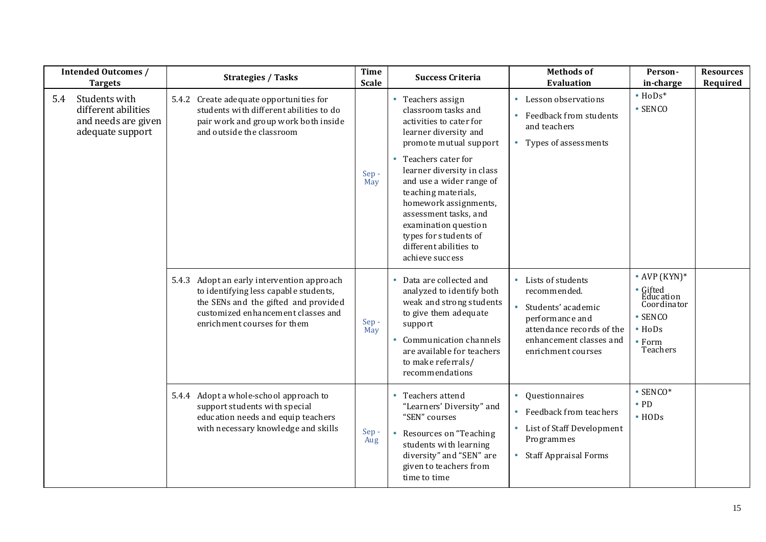| Intended Outcomes / Targets | Strategies / Tasks | Time Scale | Success Criteria | Methods of Evaluation | Person-in-charge | Resources Required |
|---|---|---|---|---|---|---|
| 5.4 Students with different abilities and needs are given adequate support | 5.4.2 Create adequate opportunities for students with different abilities to do pair work and group work both inside and outside the classroom | Sep - May | • Teachers assign classroom tasks and activities to cater for learner diversity and promote mutual support<br>• Teachers cater for learner diversity in class and use a wider range of teaching materials, homework assignments, assessment tasks, and examination question types for students of different abilities to achieve success | • Lesson observations<br>• Feedback from students and teachers<br>• Types of assessments | • HoDs*<br>• SENCO | |
| | 5.4.3 Adopt an early intervention approach to identifying less capable students, the SENs and the gifted and provided customized enhancement classes and enrichment courses for them | Sep - May | • Data are collected and analyzed to identify both weak and strong students to give them adequate support<br>• Communication channels are available for teachers to make referrals/ recommendations | • Lists of students recommended.<br>• Students' academic performance and attendance records of the enhancement classes and enrichment courses | • AVP (KYN)*<br>• Gifted Education Coordinator<br>• SENCO<br>• HoDs<br>• Form Teachers | |
| | 5.4.4 Adopt a whole-school approach to support students with special education needs and equip teachers with necessary knowledge and skills | Sep - Aug | • Teachers attend "Learners' Diversity" and "SEN" courses<br>• Resources on "Teaching students with learning diversity" and "SEN" are given to teachers from time to time | • Questionnaires<br>• Feedback from teachers<br>• List of Staff Development Programmes<br>• Staff Appraisal Forms | • SENCO*<br>• PD<br>• HODs | |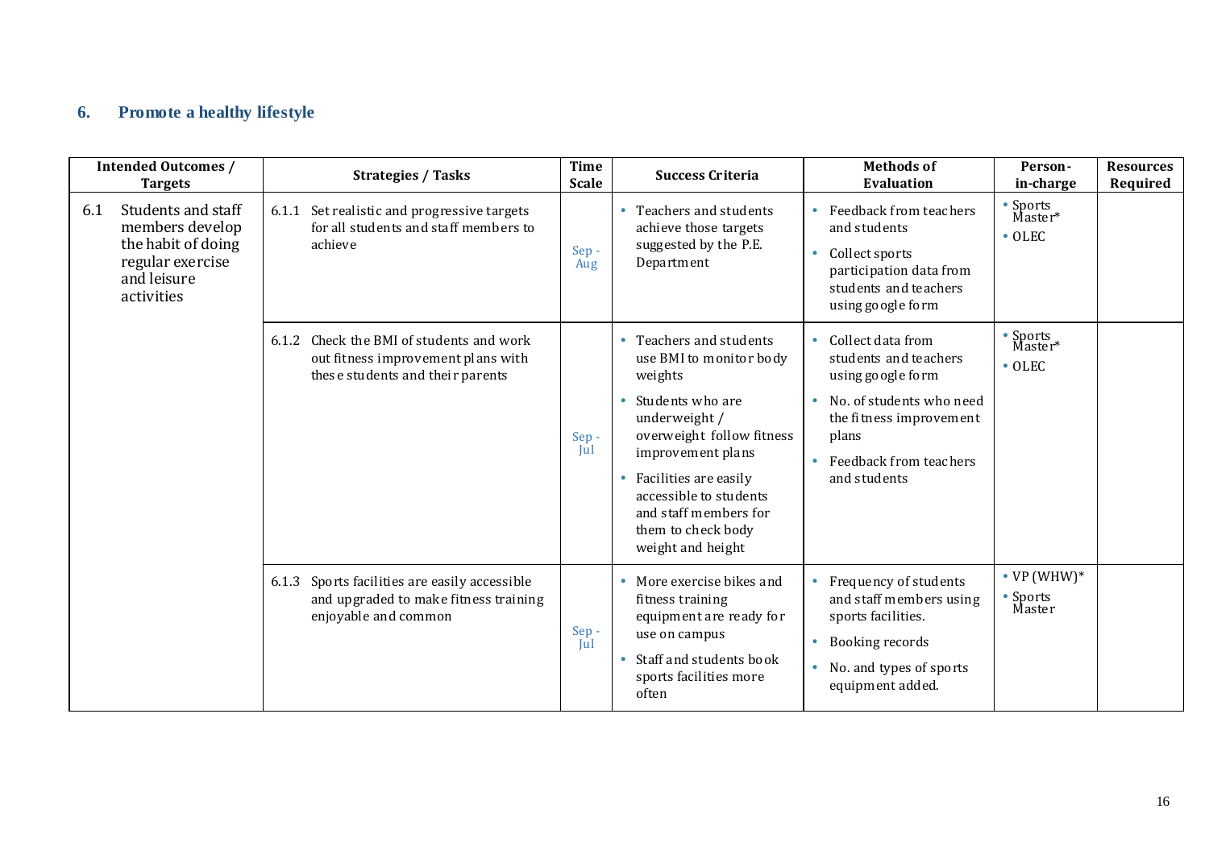## 6. Promote a healthy lifestyle

| Intended Outcomes / Targets | Strategies / Tasks | Time Scale | Success Criteria | Methods of Evaluation | Person-in-charge | Resources Required |
|---|---|---|---|---|---|---|
| 6.1 Students and staff members develop the habit of doing regular exercise and leisure activities | 6.1.1 Set realistic and progressive targets for all students and staff members to achieve | Sep - Aug | • Teachers and students achieve those targets suggested by the P.E. Department | • Feedback from teachers and students<br>• Collect sports participation data from students and teachers using google form | • Sports Master*<br>• OLEC | |
| | 6.1.2 Check the BMI of students and work out fitness improvement plans with these students and their parents | Sep - Jul | • Teachers and students use BMI to monitor body weights<br>• Students who are underweight / overweight follow fitness improvement plans<br>• Facilities are easily accessible to students and staff members for them to check body weight and height | • Collect data from students and teachers using google form<br>• No. of students who need the fitness improvement plans<br>• Feedback from teachers and students | • Sports Master*<br>• OLEC | |
| | 6.1.3 Sports facilities are easily accessible and upgraded to make fitness training enjoyable and common | Sep - Jul | • More exercise bikes and fitness training equipment are ready for use on campus<br>• Staff and students book sports facilities more often | • Frequency of students and staff members using sports facilities.<br>• Booking records<br>• No. and types of sports equipment added. | • VP (WHW)*<br>• Sports Master | |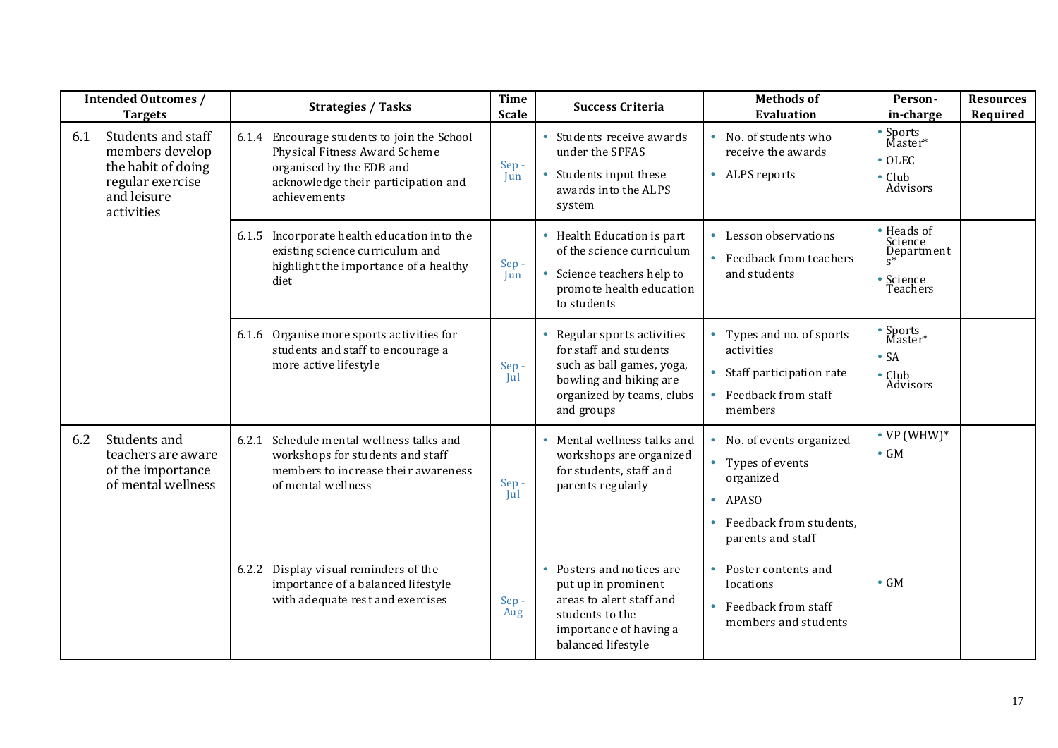| Intended Outcomes / Targets | Strategies / Tasks | Time Scale | Success Criteria | Methods of Evaluation | Person-in-charge | Resources Required |
|---|---|---|---|---|---|---|
| 6.1 Students and staff members develop the habit of doing regular exercise and leisure activities | 6.1.4 Encourage students to join the School Physical Fitness Award Scheme organised by the EDB and acknowledge their participation and achievements | Sep - Jun | • Students receive awards under the SPFAS<br>• Students input these awards into the ALPS system | • No. of students who receive the awards<br>• ALPS reports | • Sports Master*<br>• OLEC<br>• Club Advisors | |
| | 6.1.5 Incorporate health education into the existing science curriculum and highlight the importance of a healthy diet | Sep - Jun | • Health Education is part of the science curriculum<br>• Science teachers help to promote health education to students | • Lesson observations<br>• Feedback from teachers and students | • Heads of Science Departments*<br>• Science Teachers | |
| | 6.1.6 Organise more sports activities for students and staff to encourage a more active lifestyle | Sep - Jul | • Regular sports activities for staff and students such as ball games, yoga, bowling and hiking are organized by teams, clubs and groups | • Types and no. of sports activities<br>• Staff participation rate<br>• Feedback from staff members | • Sports Master*<br>• SA<br>• Club Advisors | |
| 6.2 Students and teachers are aware of the importance of mental wellness | 6.2.1 Schedule mental wellness talks and workshops for students and staff members to increase their awareness of mental wellness | Sep - Jul | • Mental wellness talks and workshops are organized for students, staff and parents regularly | • No. of events organized<br>• Types of events organized<br>• APASO<br>• Feedback from students, parents and staff | • VP (WHW)*<br>• GM | |
| | 6.2.2 Display visual reminders of the importance of a balanced lifestyle with adequate rest and exercises | Sep - Aug | • Posters and notices are put up in prominent areas to alert staff and students to the importance of having a balanced lifestyle | • Poster contents and locations<br>• Feedback from staff members and students | • GM | |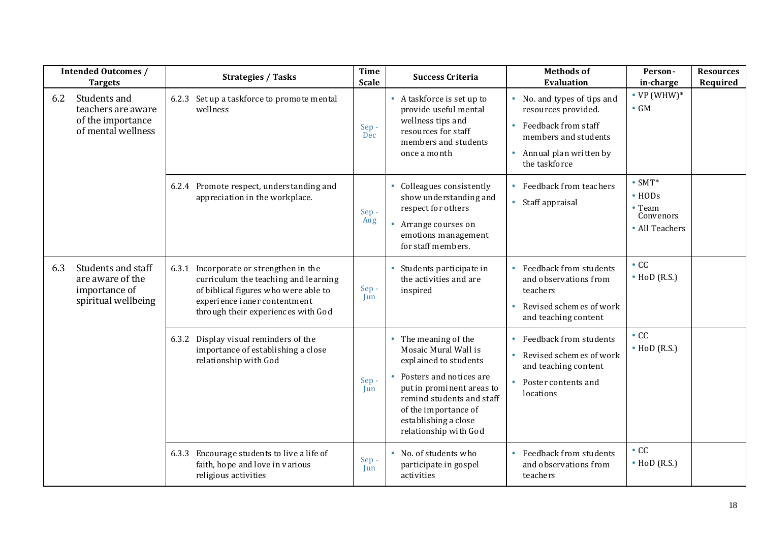| Intended Outcomes / Targets | Strategies / Tasks | Time Scale | Success Criteria | Methods of Evaluation | Person-in-charge | Resources Required |
|---|---|---|---|---|---|---|
| 6.2 Students and teachers are aware of the importance of mental wellness | 6.2.3 Set up a taskforce to promote mental wellness | Sep - Dec | • A taskforce is set up to provide useful mental wellness tips and resources for staff members and students once a month | • No. and types of tips and resources provided.<br>• Feedback from staff members and students<br>• Annual plan written by the taskforce | • VP (WHW)*<br>• GM | |
| | 6.2.4 Promote respect, understanding and appreciation in the workplace. | Sep - Aug | • Colleagues consistently show understanding and respect for others<br>• Arrange courses on emotions management for staff members. | • Feedback from teachers<br>• Staff appraisal | • SMT*<br>• HODs<br>• Team Convenors<br>• All Teachers | |
| 6.3 Students and staff are aware of the importance of spiritual wellbeing | 6.3.1 Incorporate or strengthen in the curriculum the teaching and learning of biblical figures who were able to experience inner contentment through their experiences with God | Sep - Jun | • Students participate in the activities and are inspired | • Feedback from students and observations from teachers<br>• Revised schemes of work and teaching content | • CC<br>• HoD (R.S.) | |
| | 6.3.2 Display visual reminders of the importance of establishing a close relationship with God | Sep - Jun | • The meaning of the Mosaic Mural Wall is explained to students<br>• Posters and notices are put in prominent areas to remind students and staff of the importance of establishing a close relationship with God | • Feedback from students<br>• Revised schemes of work and teaching content<br>• Poster contents and locations | • CC<br>• HoD (R.S.) | |
| | 6.3.3 Encourage students to live a life of faith, hope and love in various religious activities | Sep - Jun | • No. of students who participate in gospel activities | • Feedback from students and observations from teachers | • CC<br>• HoD (R.S.) | |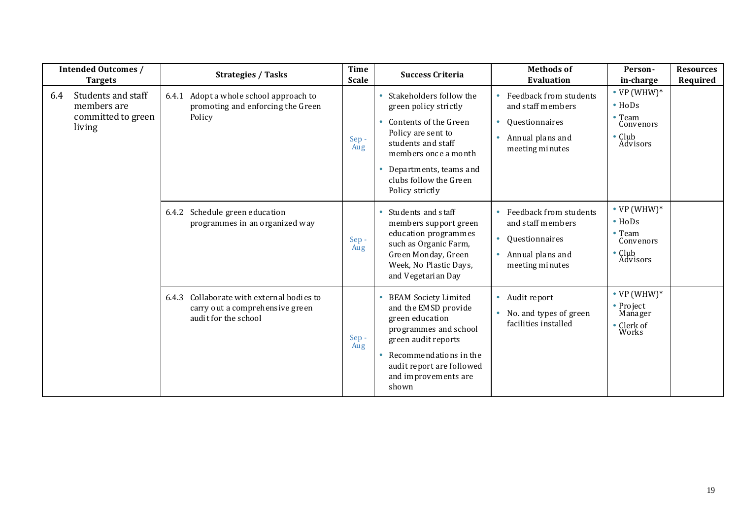| Intended Outcomes / Targets | Strategies / Tasks | Time Scale | Success Criteria | Methods of Evaluation | Person-in-charge | Resources Required |
|---|---|---|---|---|---|---|
| 6.4 Students and staff members are committed to green living | 6.4.1 Adopt a whole school approach to promoting and enforcing the Green Policy | Sep - Aug | • Stakeholders follow the green policy strictly<br>• Contents of the Green Policy are sent to students and staff members once a month<br>• Departments, teams and clubs follow the Green Policy strictly | • Feedback from students and staff members<br>• Questionnaires<br>• Annual plans and meeting minutes | • VP (WHW)*<br>• HoDs<br>• Team Convenors<br>• Club Advisors | |
| | 6.4.2 Schedule green education programmes in an organized way | Sep - Aug | • Students and staff members support green education programmes such as Organic Farm, Green Monday, Green Week, No Plastic Days, and Vegetarian Day | • Feedback from students and staff members<br>• Questionnaires<br>• Annual plans and meeting minutes | • VP (WHW)*<br>• HoDs<br>• Team Convenors<br>• Club Advisors | |
| | 6.4.3 Collaborate with external bodies to carry out a comprehensive green audit for the school | Sep - Aug | • BEAM Society Limited and the EMSD provide green education programmes and school green audit reports<br>• Recommendations in the audit report are followed and improvements are shown | • Audit report<br>• No. and types of green facilities installed | • VP (WHW)*<br>• Project Manager<br>• Clerk of Works | |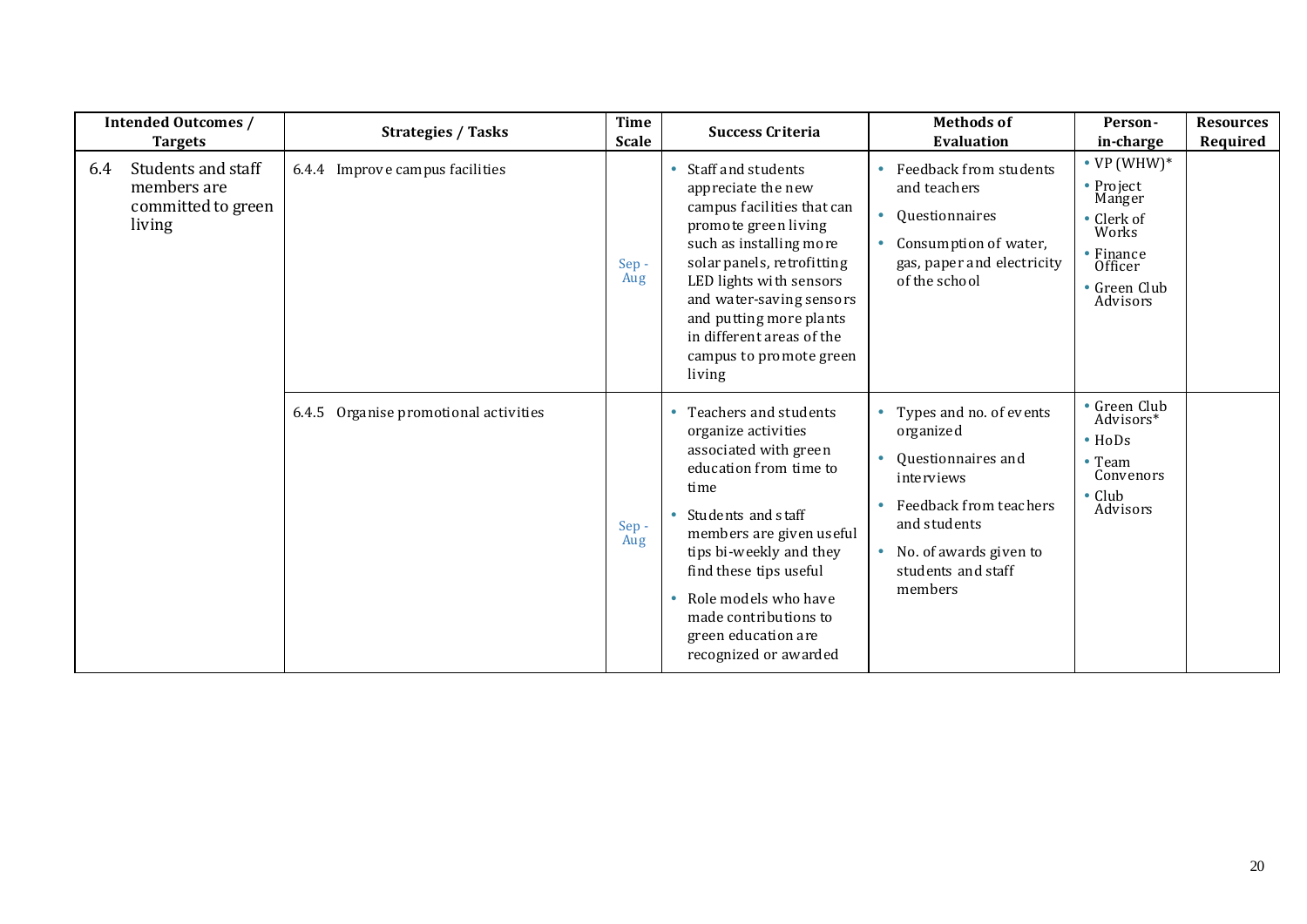| Intended Outcomes / Targets | Strategies / Tasks | Time Scale | Success Criteria | Methods of Evaluation | Person-in-charge | Resources Required |
|---|---|---|---|---|---|---|
| 6.4 Students and staff members are committed to green living | 6.4.4 Improve campus facilities | Sep - Aug | • Staff and students appreciate the new campus facilities that can promote green living such as installing more solar panels, retrofitting LED lights with sensors and water-saving sensors and putting more plants in different areas of the campus to promote green living | • Feedback from students and teachers<br>• Questionnaires<br>• Consumption of water, gas, paper and electricity of the school | • VP (WHW)*<br>• Project Manger<br>• Clerk of Works<br>• Finance Officer<br>• Green Club Advisors | |
| | 6.4.5 Organise promotional activities | Sep - Aug | • Teachers and students organize activities associated with green education from time to time<br>• Students and staff members are given useful tips bi-weekly and they find these tips useful<br>• Role models who have made contributions to green education are recognized or awarded | • Types and no. of events organized<br>• Questionnaires and interviews<br>• Feedback from teachers and students<br>• No. of awards given to students and staff members | • Green Club Advisors*<br>• HoDs<br>• Team Convenors<br>• Club Advisors | |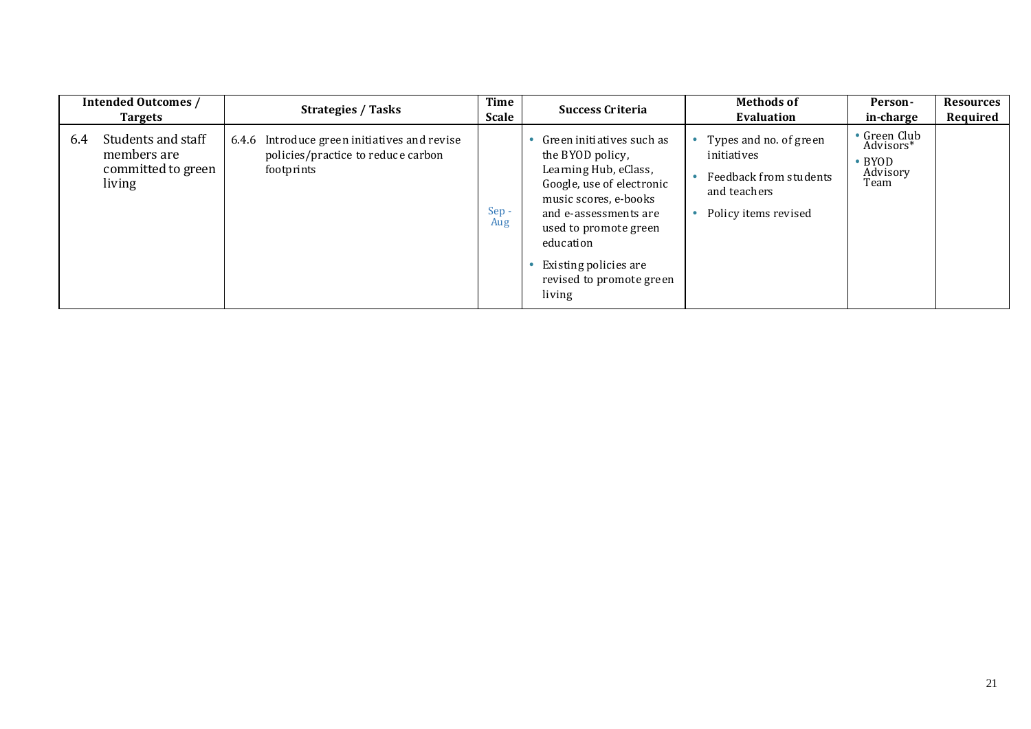| Intended Outcomes / Targets | Strategies / Tasks | Time Scale | Success Criteria | Methods of Evaluation | Person-in-charge | Resources Required |
|---|---|---|---|---|---|---|
| 6.4 Students and staff members are committed to green living | 6.4.6 Introduce green initiatives and revise policies/practice to reduce carbon footprints | Sep - Aug | • Green initiatives such as the BYOD policy, Learning Hub, eClass, Google, use of electronic music scores, e-books and e-assessments are used to promote green education<br>• Existing policies are revised to promote green living | • Types and no. of green initiatives<br>• Feedback from students and teachers<br>• Policy items revised | • Green Club Advisors*<br>• BYOD Advisory Team | |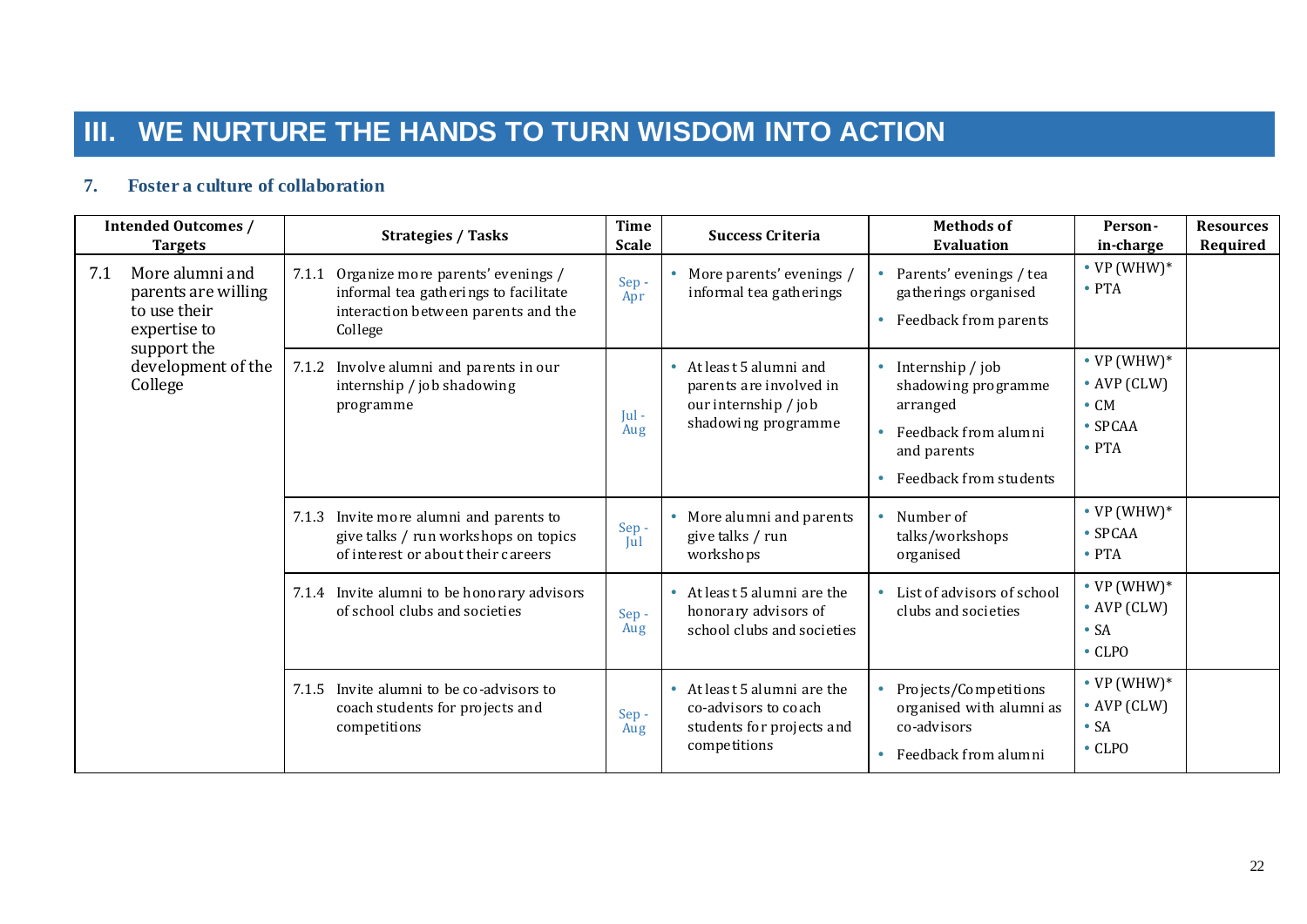# III. WE NURTURE THE HANDS TO TURN WISDOM INTO ACTION

## 7. Foster a culture of collaboration

| Intended Outcomes / Targets | Strategies / Tasks | Time Scale | Success Criteria | Methods of Evaluation | Person-in-charge | Resources Required |
|---|---|---|---|---|---|---|
| 7.1 More alumni and parents are willing to use their expertise to support the development of the College | 7.1.1 Organize more parents' evenings / informal tea gatherings to facilitate interaction between parents and the College | Sep - Apr | • More parents' evenings / informal tea gatherings | • Parents' evenings / tea gatherings organised<br>• Feedback from parents | • VP (WHW)*<br>• PTA | |
| | 7.1.2 Involve alumni and parents in our internship / job shadowing programme | Jul - Aug | • At least 5 alumni and parents are involved in our internship / job shadowing programme | • Internship / job shadowing programme arranged<br>• Feedback from alumni and parents<br>• Feedback from students | • VP (WHW)*<br>• AVP (CLW)<br>• CM<br>• SPCAA<br>• PTA | |
| | 7.1.3 Invite more alumni and parents to give talks / run workshops on topics of interest or about their careers | Sep - Jul | • More alumni and parents give talks / run workshops | • Number of talks/workshops organised | • VP (WHW)*<br>• SPCAA<br>• PTA | |
| | 7.1.4 Invite alumni to be honorary advisors of school clubs and societies | Sep - Aug | • At least 5 alumni are the honorary advisors of school clubs and societies | • List of advisors of school clubs and societies | • VP (WHW)*<br>• AVP (CLW)<br>• SA<br>• CLPO | |
| | 7.1.5 Invite alumni to be co-advisors to coach students for projects and competitions | Sep - Aug | • At least 5 alumni are the co-advisors to coach students for projects and competitions | • Projects/Competitions organised with alumni as co-advisors<br>• Feedback from alumni | • VP (WHW)*<br>• AVP (CLW)<br>• SA<br>• CLPO | |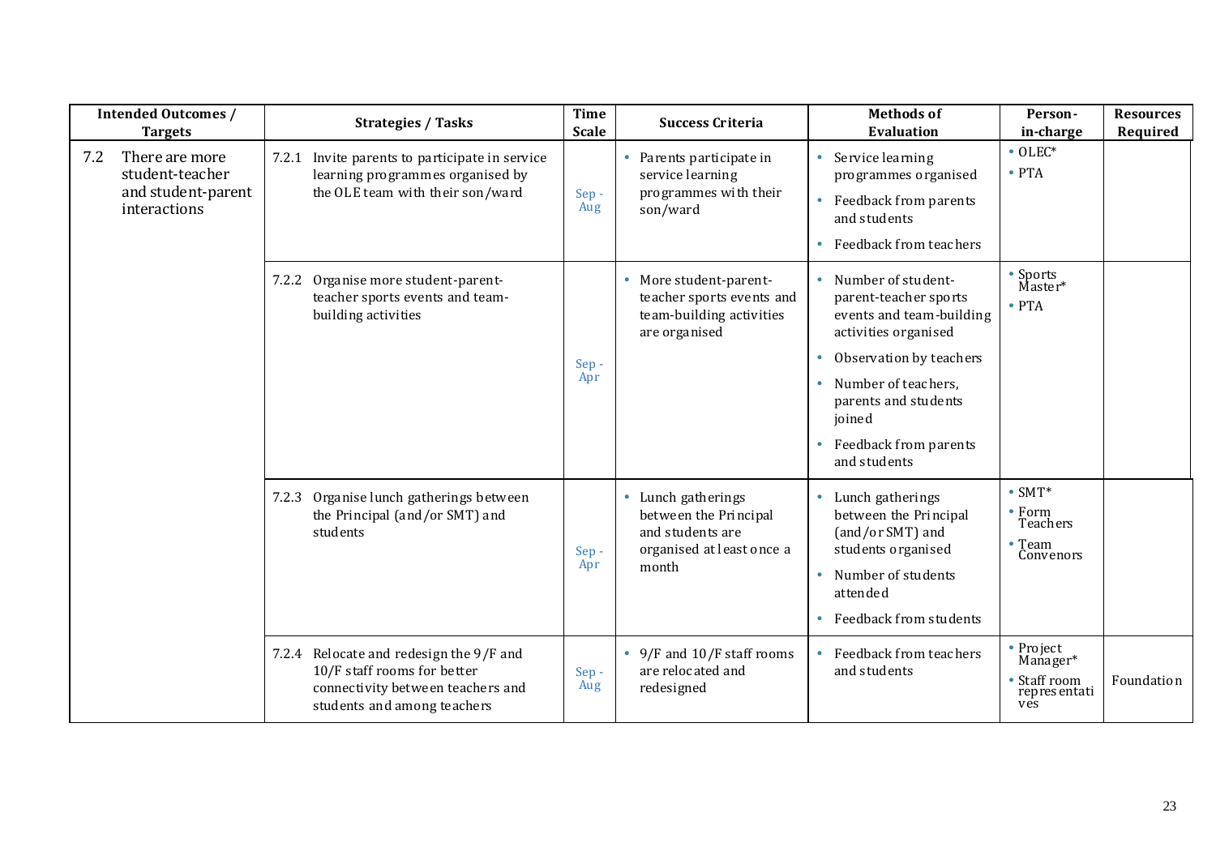| Intended Outcomes / Targets | Strategies / Tasks | Time Scale | Success Criteria | Methods of Evaluation | Person-in-charge | Resources Required |
|---|---|---|---|---|---|---|
| 7.2 There are more student-teacher and student-parent interactions | 7.2.1 Invite parents to participate in service learning programmes organised by the OLE team with their son/ward | Sep - Aug | • Parents participate in service learning programmes with their son/ward | • Service learning programmes organised<br>• Feedback from parents and students<br>• Feedback from teachers | • OLEC*<br>• PTA | |
| | 7.2.2 Organise more student-parent-teacher sports events and team-building activities | Sep - Apr | • More student-parent-teacher sports events and team-building activities are organised | • Number of student-parent-teacher sports events and team-building activities organised<br>• Observation by teachers<br>• Number of teachers, parents and students joined<br>• Feedback from parents and students | • Sports Master*<br>• PTA | |
| | 7.2.3 Organise lunch gatherings between the Principal (and/or SMT) and students | Sep - Apr | • Lunch gatherings between the Principal and students are organised at least once a month | • Lunch gatherings between the Principal (and/or SMT) and students organised<br>• Number of students attended<br>• Feedback from students | • SMT*<br>• Form Teachers<br>• Team Convenors | |
| | 7.2.4 Relocate and redesign the 9/F and 10/F staff rooms for better connectivity between teachers and students and among teachers | Sep - Aug | • 9/F and 10/F staff rooms are relocated and redesigned | • Feedback from teachers and students | • Project Manager*<br>• Staff room representatives | Foundation |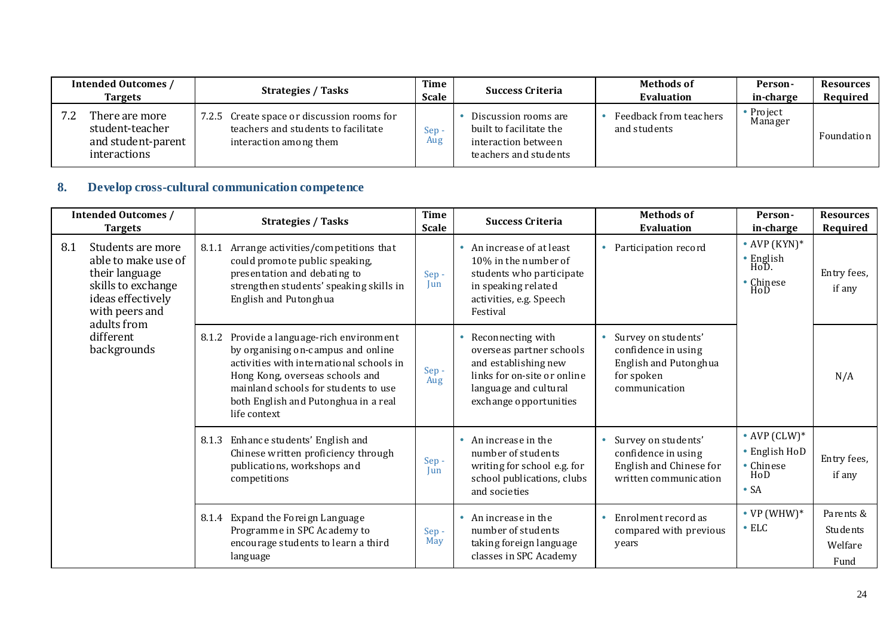| Intended Outcomes / Targets | Strategies / Tasks | Time Scale | Success Criteria | Methods of Evaluation | Person-in-charge | Resources Required |
|---|---|---|---|---|---|---|
| 7.2 There are more student-teacher and student-parent interactions | 7.2.5 Create space or discussion rooms for teachers and students to facilitate interaction among them | Sep - Aug | • Discussion rooms are built to facilitate the interaction between teachers and students | • Feedback from teachers and students | • Project Manager | Foundation |

## 8. Develop cross-cultural communication competence

| Intended Outcomes / Targets | Strategies / Tasks | Time Scale | Success Criteria | Methods of Evaluation | Person-in-charge | Resources Required |
|---|---|---|---|---|---|---|
| 8.1 Students are more able to make use of their language skills to exchange ideas effectively with peers and adults from different backgrounds | 8.1.1 Arrange activities/competitions that could promote public speaking, presentation and debating to strengthen students' speaking skills in English and Putonghua | Sep - Jun | • An increase of at least 10% in the number of students who participate in speaking related activities, e.g. Speech Festival | • Participation record | • AVP (KYN)* • English HoD. • Chinese HoD | Entry fees, if any |
| | 8.1.2 Provide a language-rich environment by organising on-campus and online activities with international schools in Hong Kong, overseas schools and mainland schools for students to use both English and Putonghua in a real life context | Sep - Aug | • Reconnecting with overseas partner schools and establishing new links for on-site or online language and cultural exchange opportunities | • Survey on students' confidence in using English and Putonghua for spoken communication | | N/A |
| | 8.1.3 Enhance students' English and Chinese written proficiency through publications, workshops and competitions | Sep - Jun | • An increase in the number of students writing for school e.g. for school publications, clubs and societies | • Survey on students' confidence in using English and Chinese for written communication | • AVP (CLW)* • English HoD • Chinese HoD • SA | Entry fees, if any |
| | 8.1.4 Expand the Foreign Language Programme in SPC Academy to encourage students to learn a third language | Sep - May | • An increase in the number of students taking foreign language classes in SPC Academy | • Enrolment record as compared with previous years | • VP (WHW)* • ELC | Parents & Students Welfare Fund |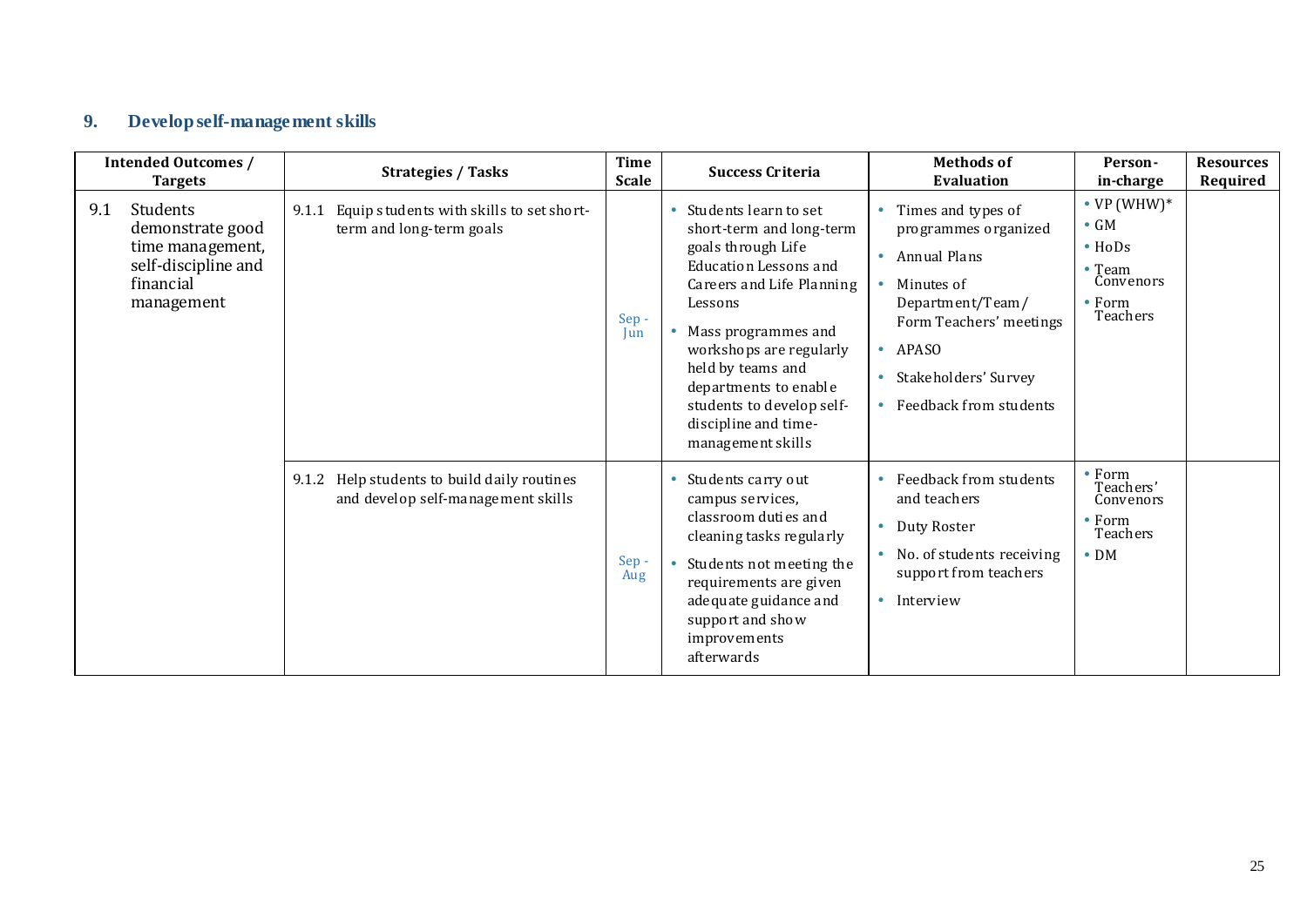## 9. Develop self-management skills

| Intended Outcomes / Targets | Strategies / Tasks | Time Scale | Success Criteria | Methods of Evaluation | Person-in-charge | Resources Required |
|---|---|---|---|---|---|---|
| 9.1 Students demonstrate good time management, self-discipline and financial management | 9.1.1 Equip students with skills to set short-term and long-term goals | Sep - Jun | • Students learn to set short-term and long-term goals through Life Education Lessons and Careers and Life Planning Lessons<br>• Mass programmes and workshops are regularly held by teams and departments to enable students to develop self-discipline and time-management skills | • Times and types of programmes organized<br>• Annual Plans<br>• Minutes of Department/Team/ Form Teachers' meetings<br>• APASO<br>• Stakeholders' Survey<br>• Feedback from students | • VP (WHW)*<br>• GM<br>• HoDs<br>• Team Convenors<br>• Form Teachers | |
| | 9.1.2 Help students to build daily routines and develop self-management skills | Sep - Aug | • Students carry out campus services, classroom duties and cleaning tasks regularly<br>• Students not meeting the requirements are given adequate guidance and support and show improvements afterwards | • Feedback from students and teachers<br>• Duty Roster<br>• No. of students receiving support from teachers<br>• Interview | • Form Teachers' Convenors<br>• Form Teachers<br>• DM | |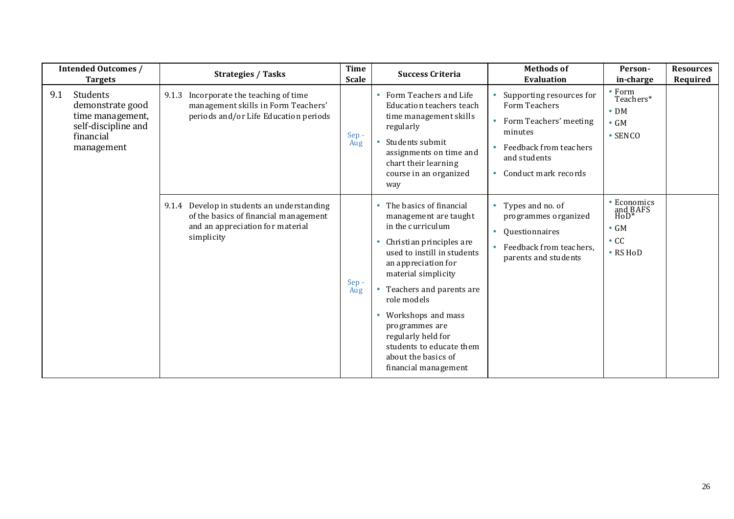| Intended Outcomes / Targets | Strategies / Tasks | Time Scale | Success Criteria | Methods of Evaluation | Person-in-charge | Resources Required |
|---|---|---|---|---|---|---|
| 9.1 Students demonstrate good time management, self-discipline and financial management | 9.1.3 Incorporate the teaching of time management skills in Form Teachers' periods and/or Life Education periods | Sep - Aug | • Form Teachers and Life Education teachers teach time management skills regularly<br>• Students submit assignments on time and chart their learning course in an organized way | • Supporting resources for Form Teachers<br>• Form Teachers' meeting minutes<br>• Feedback from teachers and students<br>• Conduct mark records | • Form Teachers*<br>• DM<br>• GM<br>• SENCO | |
| | 9.1.4 Develop in students an understanding of the basics of financial management and an appreciation for material simplicity | Sep - Aug | • The basics of financial management are taught in the curriculum<br>• Christian principles are used to instill in students an appreciation for material simplicity<br>• Teachers and parents are role models<br>• Workshops and mass programmes are regularly held for students to educate them about the basics of financial management | • Types and no. of programmes organized<br>• Questionnaires<br>• Feedback from teachers, parents and students | • Economics and BAFS HoD*<br>• GM<br>• CC<br>• RS HoD | |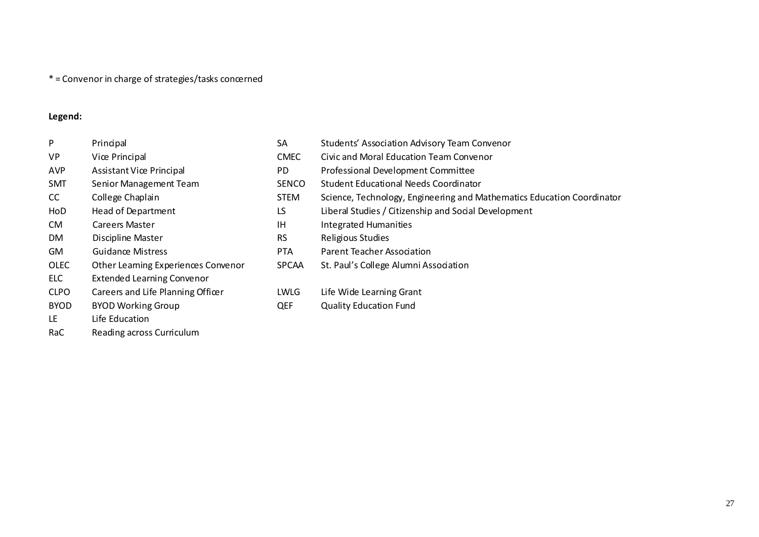* = Convenor in charge of strategies/tasks concerned

**Legend:**

| | |
|---|---|
| P | Principal |
| VP | Vice Principal |
| AVP | Assistant Vice Principal |
| SMT | Senior Management Team |
| CC | College Chaplain |
| HoD | Head of Department |
| CM | Careers Master |
| DM | Discipline Master |
| GM | Guidance Mistress |
| OLEC | Other Learning Experiences Convenor |
| ELC | Extended Learning Convenor |
| CLPO | Careers and Life Planning Officer |
| BYOD | BYOD Working Group |
| LE | Life Education |
| RaC | Reading across Curriculum |
| SA | Students' Association Advisory Team Convenor |
| CMEC | Civic and Moral Education Team Convenor |
| PD | Professional Development Committee |
| SENCO | Student Educational Needs Coordinator |
| STEM | Science, Technology, Engineering and Mathematics Education Coordinator |
| LS | Liberal Studies / Citizenship and Social Development |
| IH | Integrated Humanities |
| RS | Religious Studies |
| PTA | Parent Teacher Association |
| SPCAA | St. Paul's College Alumni Association |
| LWLG | Life Wide Learning Grant |
| QEF | Quality Education Fund |